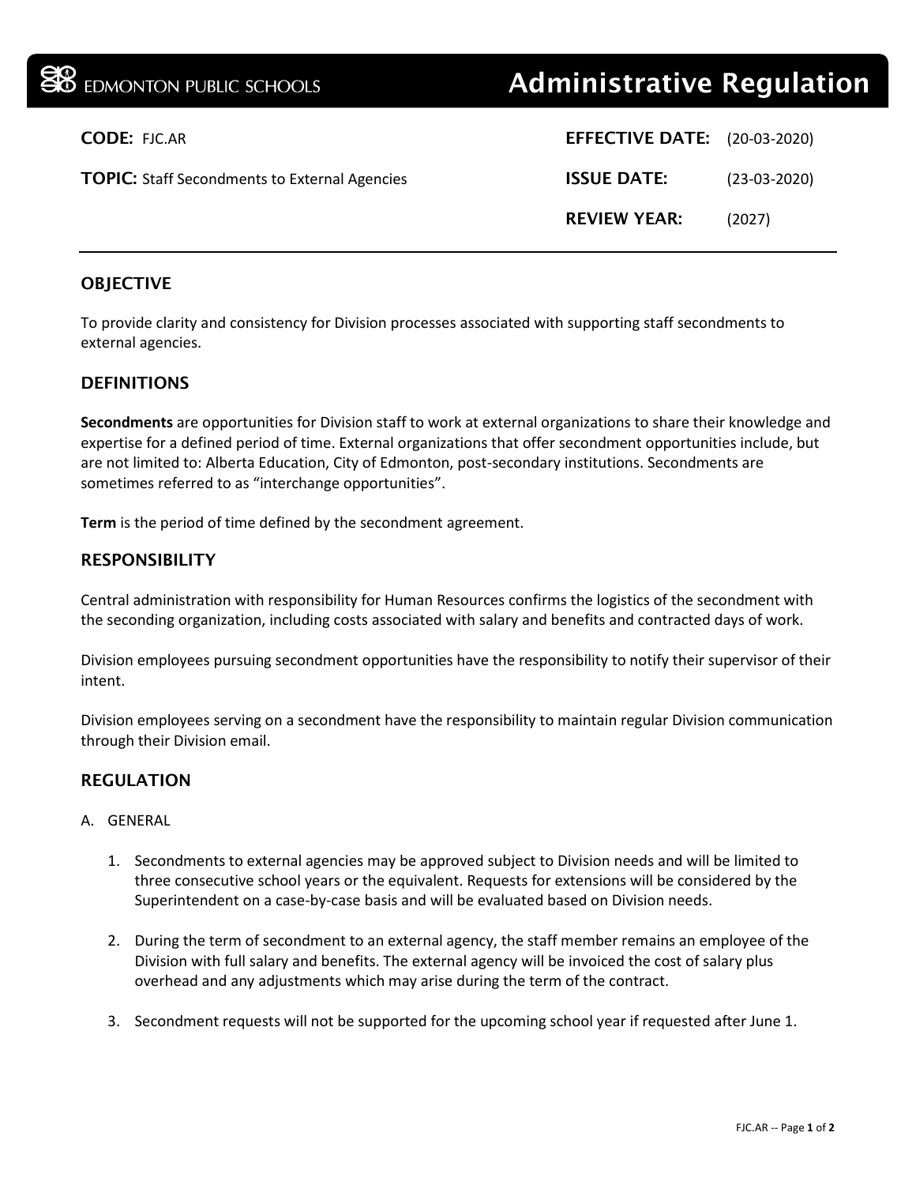EDMONTON PUBLIC SCHOOLS

# Administrative Regulation

**CODE:** FJC.AR

**TOPIC:** Staff Secondments to External Agencies

**EFFECTIVE DATE:** (20-03-2020)

**ISSUE DATE:** (23-03-2020)

**REVIEW YEAR:** (2027)

---

## OBJECTIVE

To provide clarity and consistency for Division processes associated with supporting staff secondments to external agencies.

## DEFINITIONS

**Secondments** are opportunities for Division staff to work at external organizations to share their knowledge and expertise for a defined period of time. External organizations that offer secondment opportunities include, but are not limited to: Alberta Education, City of Edmonton, post-secondary institutions. Secondments are sometimes referred to as "interchange opportunities".

**Term** is the period of time defined by the secondment agreement.

## RESPONSIBILITY

Central administration with responsibility for Human Resources confirms the logistics of the secondment with the seconding organization, including costs associated with salary and benefits and contracted days of work.

Division employees pursuing secondment opportunities have the responsibility to notify their supervisor of their intent.

Division employees serving on a secondment have the responsibility to maintain regular Division communication through their Division email.

## REGULATION

A. GENERAL

1. Secondments to external agencies may be approved subject to Division needs and will be limited to three consecutive school years or the equivalent. Requests for extensions will be considered by the Superintendent on a case-by-case basis and will be evaluated based on Division needs.

2. During the term of secondment to an external agency, the staff member remains an employee of the Division with full salary and benefits. The external agency will be invoiced the cost of salary plus overhead and any adjustments which may arise during the term of the contract.

3. Secondment requests will not be supported for the upcoming school year if requested after June 1.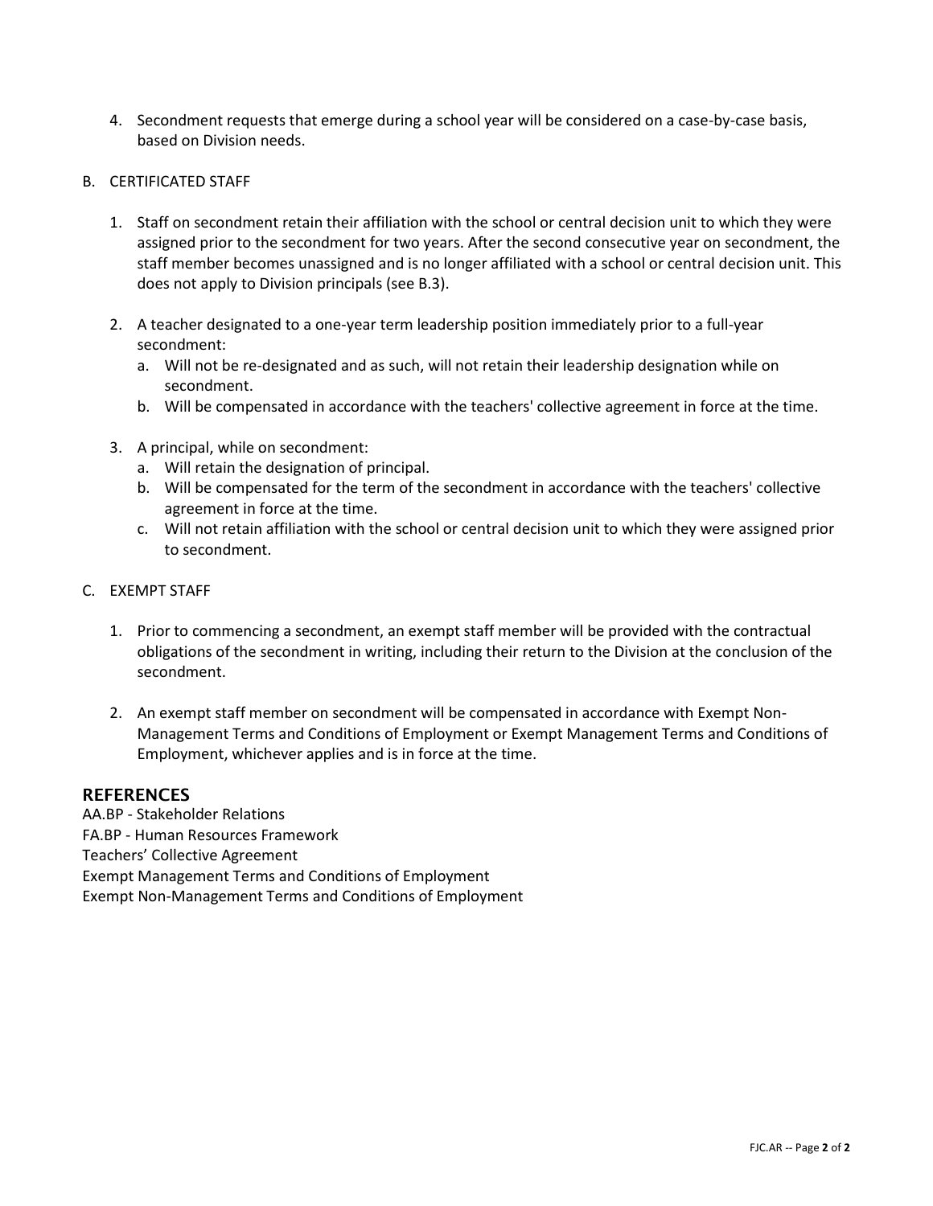4. Secondment requests that emerge during a school year will be considered on a case-by-case basis, based on Division needs.

B. CERTIFICATED STAFF

1. Staff on secondment retain their affiliation with the school or central decision unit to which they were assigned prior to the secondment for two years. After the second consecutive year on secondment, the staff member becomes unassigned and is no longer affiliated with a school or central decision unit. This does not apply to Division principals (see B.3).

2. A teacher designated to a one-year term leadership position immediately prior to a full-year secondment:
   a. Will not be re-designated and as such, will not retain their leadership designation while on secondment.
   b. Will be compensated in accordance with the teachers' collective agreement in force at the time.

3. A principal, while on secondment:
   a. Will retain the designation of principal.
   b. Will be compensated for the term of the secondment in accordance with the teachers' collective agreement in force at the time.
   c. Will not retain affiliation with the school or central decision unit to which they were assigned prior to secondment.

C. EXEMPT STAFF

1. Prior to commencing a secondment, an exempt staff member will be provided with the contractual obligations of the secondment in writing, including their return to the Division at the conclusion of the secondment.

2. An exempt staff member on secondment will be compensated in accordance with Exempt Non-Management Terms and Conditions of Employment or Exempt Management Terms and Conditions of Employment, whichever applies and is in force at the time.

## REFERENCES

AA.BP - Stakeholder Relations
FA.BP - Human Resources Framework
Teachers' Collective Agreement
Exempt Management Terms and Conditions of Employment
Exempt Non-Management Terms and Conditions of Employment